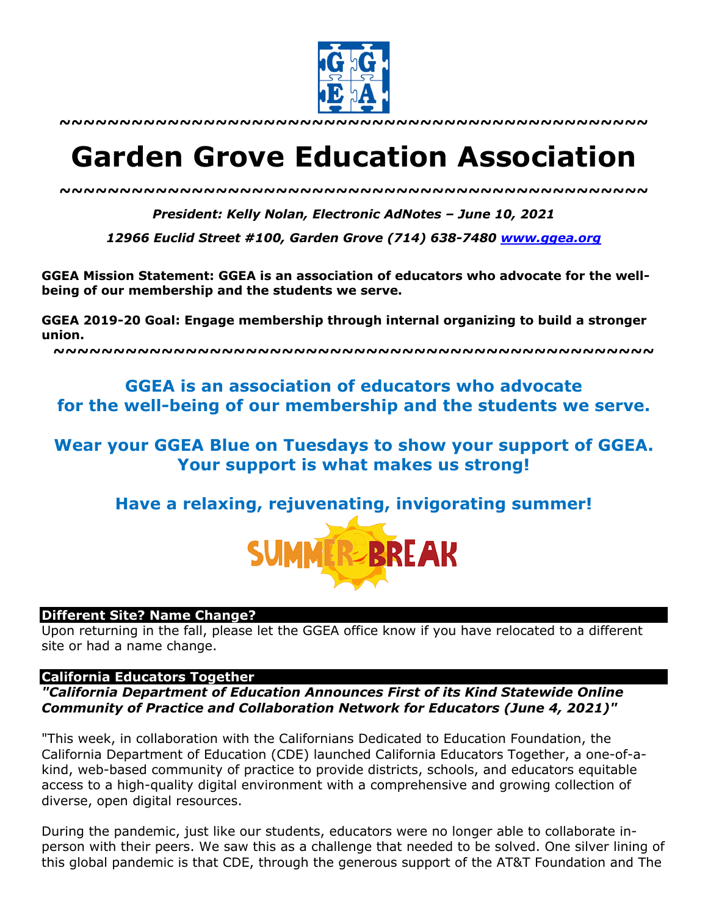~~~~~~~~~~~~~~~~~~~~~~~~~~~~~~~~~~~~~~~~~~~~~~~~~~~~~~~~~~~~

# Garden Grove Education Association

~~~~~~~~~~~~~~~~~~~~~~~~~~~~~~~~~~~~~~~~~~~~~~~~~~~~~~~~~~~~

***President: Kelly Nolan, Electronic AdNotes – June 10, 2021***

***12966 Euclid Street #100, Garden Grove (714) 638-7480 [www.ggea.org](http://www.ggea.org)***

**GGEA Mission Statement: GGEA is an association of educators who advocate for the well-being of our membership and the students we serve.**

**GGEA 2019-20 Goal: Engage membership through internal organizing to build a stronger union.**

~~~~~~~~~~~~~~~~~~~~~~~~~~~~~~~~~~~~~~~~~~~~~~~~~~~~~~~~~~~~

**GGEA is an association of educators who advocate for the well-being of our membership and the students we serve.**

**Wear your GGEA Blue on Tuesdays to show your support of GGEA. Your support is what makes us strong!**

**Have a relaxing, rejuvenating, invigorating summer!**

SUMMER BREAK

### Different Site? Name Change?

Upon returning in the fall, please let the GGEA office know if you have relocated to a different site or had a name change.

### California Educators Together

***"California Department of Education Announces First of its Kind Statewide Online Community of Practice and Collaboration Network for Educators (June 4, 2021)"***

"This week, in collaboration with the Californians Dedicated to Education Foundation, the California Department of Education (CDE) launched California Educators Together, a one-of-a-kind, web-based community of practice to provide districts, schools, and educators equitable access to a high-quality digital environment with a comprehensive and growing collection of diverse, open digital resources.

During the pandemic, just like our students, educators were no longer able to collaborate in-person with their peers. We saw this as a challenge that needed to be solved. One silver lining of this global pandemic is that CDE, through the generous support of the AT&T Foundation and The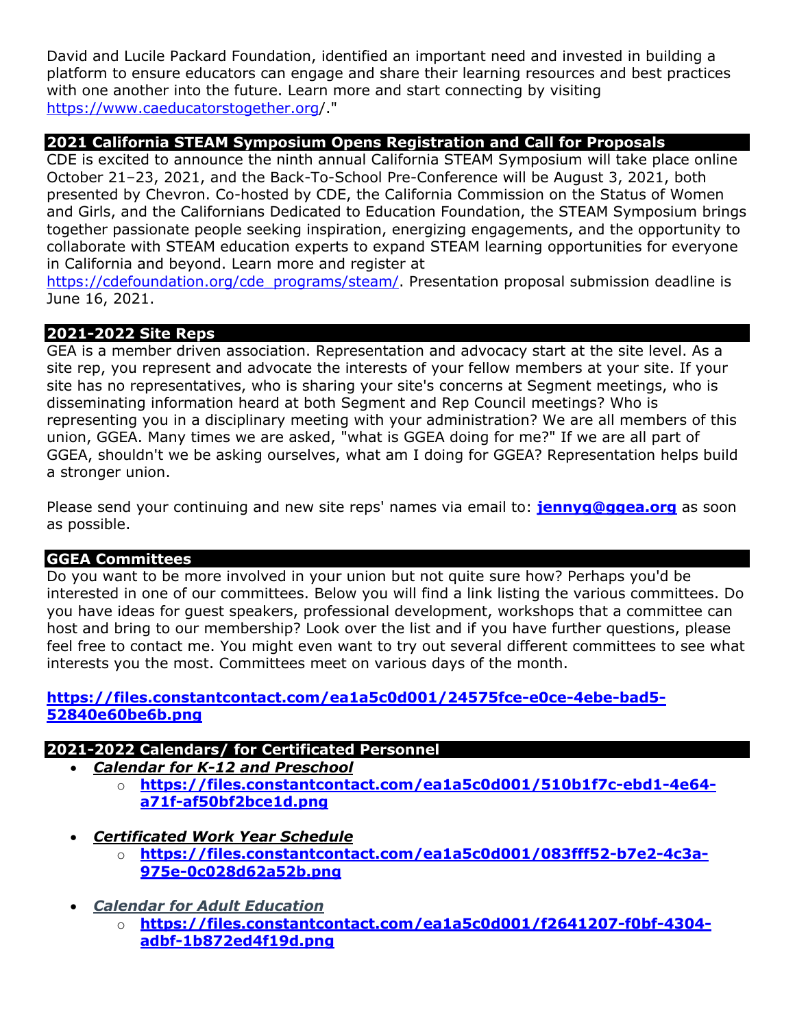David and Lucile Packard Foundation, identified an important need and invested in building a platform to ensure educators can engage and share their learning resources and best practices with one another into the future. Learn more and start connecting by visiting https://www.caeducatorstogether.org/."

## 2021 California STEAM Symposium Opens Registration and Call for Proposals

CDE is excited to announce the ninth annual California STEAM Symposium will take place online October 21–23, 2021, and the Back-To-School Pre-Conference will be August 3, 2021, both presented by Chevron. Co-hosted by CDE, the California Commission on the Status of Women and Girls, and the Californians Dedicated to Education Foundation, the STEAM Symposium brings together passionate people seeking inspiration, energizing engagements, and the opportunity to collaborate with STEAM education experts to expand STEAM learning opportunities for everyone in California and beyond. Learn more and register at https://cdefoundation.org/cde_programs/steam/. Presentation proposal submission deadline is June 16, 2021.

## 2021-2022 Site Reps

GEA is a member driven association. Representation and advocacy start at the site level. As a site rep, you represent and advocate the interests of your fellow members at your site. If your site has no representatives, who is sharing your site's concerns at Segment meetings, who is disseminating information heard at both Segment and Rep Council meetings? Who is representing you in a disciplinary meeting with your administration? We are all members of this union, GGEA. Many times we are asked, "what is GGEA doing for me?" If we are all part of GGEA, shouldn't we be asking ourselves, what am I doing for GGEA? Representation helps build a stronger union.

Please send your continuing and new site reps' names via email to: **jennyg@ggea.org** as soon as possible.

## GGEA Committees

Do you want to be more involved in your union but not quite sure how? Perhaps you'd be interested in one of our committees. Below you will find a link listing the various committees. Do you have ideas for guest speakers, professional development, workshops that a committee can host and bring to our membership? Look over the list and if you have further questions, please feel free to contact me. You might even want to try out several different committees to see what interests you the most. Committees meet on various days of the month.

**https://files.constantcontact.com/ea1a5c0d001/24575fce-e0ce-4ebe-bad5-52840e60be6b.png**

## 2021-2022 Calendars/ for Certificated Personnel

- ***Calendar for K-12 and Preschool***
  - **https://files.constantcontact.com/ea1a5c0d001/510b1f7c-ebd1-4e64-a71f-af50bf2bce1d.png**
- ***Certificated Work Year Schedule***
  - **https://files.constantcontact.com/ea1a5c0d001/083fff52-b7e2-4c3a-975e-0c028d62a52b.png**
- ***Calendar for Adult Education***
  - **https://files.constantcontact.com/ea1a5c0d001/f2641207-f0bf-4304-adbf-1b872ed4f19d.png**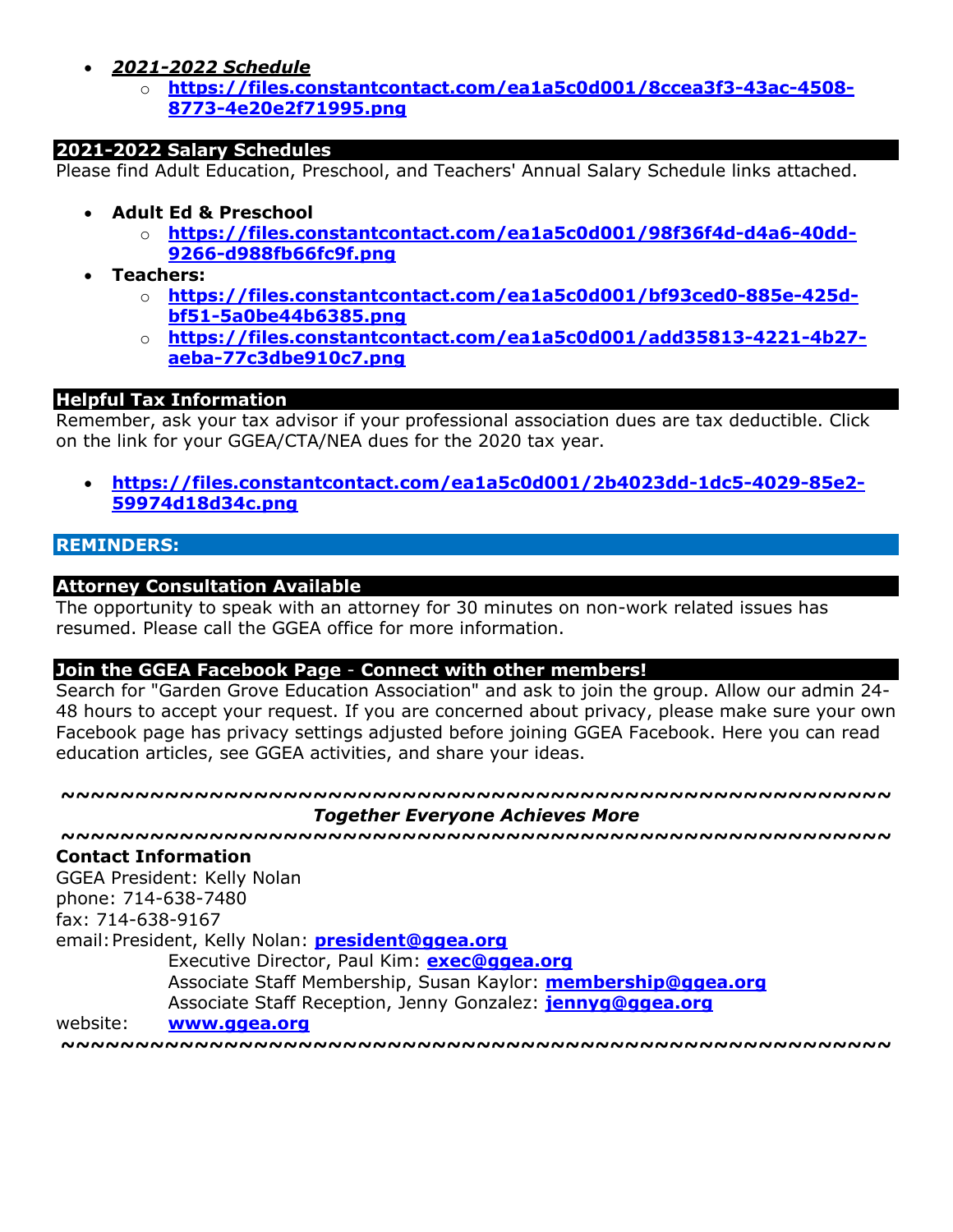- ***2021-2022 Schedule***
  - **https://files.constantcontact.com/ea1a5c0d001/8ccea3f3-43ac-4508-8773-4e20e2f71995.png**

## 2021-2022 Salary Schedules

Please find Adult Education, Preschool, and Teachers' Annual Salary Schedule links attached.

- **Adult Ed & Preschool**
  - **https://files.constantcontact.com/ea1a5c0d001/98f36f4d-d4a6-40dd-9266-d988fb66fc9f.png**
- **Teachers:**
  - **https://files.constantcontact.com/ea1a5c0d001/bf93ced0-885e-425d-bf51-5a0be44b6385.png**
  - **https://files.constantcontact.com/ea1a5c0d001/add35813-4221-4b27-aeba-77c3dbe910c7.png**

## Helpful Tax Information

Remember, ask your tax advisor if your professional association dues are tax deductible. Click on the link for your GGEA/CTA/NEA dues for the 2020 tax year.

- **https://files.constantcontact.com/ea1a5c0d001/2b4023dd-1dc5-4029-85e2-59974d18d34c.png**

## REMINDERS:

## Attorney Consultation Available

The opportunity to speak with an attorney for 30 minutes on non-work related issues has resumed. Please call the GGEA office for more information.

## Join the GGEA Facebook Page - Connect with other members!

Search for "Garden Grove Education Association" and ask to join the group. Allow our admin 24-48 hours to accept your request. If you are concerned about privacy, please make sure your own Facebook page has privacy settings adjusted before joining GGEA Facebook. Here you can read education articles, see GGEA activities, and share your ideas.

**~~~~~~~~~~~~~~~~~~~~~~~~~~~~~~~~~~~~~~~~~~~~~~~~~~~~~~~~~~~~~**

***Together Everyone Achieves More***

**~~~~~~~~~~~~~~~~~~~~~~~~~~~~~~~~~~~~~~~~~~~~~~~~~~~~~~~~~~~~~**

### Contact Information

GGEA President: Kelly Nolan
phone: 714-638-7480
fax: 714-638-9167
email: President, Kelly Nolan: **president@ggea.org**
Executive Director, Paul Kim: **exec@ggea.org**
Associate Staff Membership, Susan Kaylor: **membership@ggea.org**
Associate Staff Reception, Jenny Gonzalez: **jennyg@ggea.org**
website: **www.ggea.org**

**~~~~~~~~~~~~~~~~~~~~~~~~~~~~~~~~~~~~~~~~~~~~~~~~~~~~~~~~~~~~~**